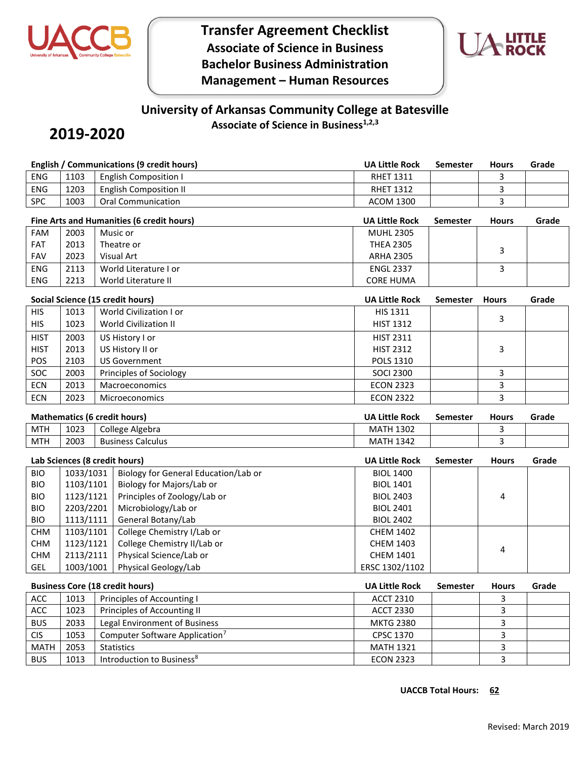# Transfer Agreement Checklist

## Associate of Science in Business

## Bachelor Business Administration

## Management – Human Resources

## University of Arkansas Community College at Batesville

### Associate of Science in Business[1,2,3]

# 2019-2020

| English / Communications (9 credit hours) | | | UA Little Rock | Semester | Hours | Grade |
|---|---|---|---|---|---|---|
| ENG | 1103 | English Composition I | RHET 1311 | | 3 | |
| ENG | 1203 | English Composition II | RHET 1312 | | 3 | |
| SPC | 1003 | Oral Communication | ACOM 1300 | | 3 | |

| Fine Arts and Humanities (6 credit hours) | | | UA Little Rock | Semester | Hours | Grade |
|---|---|---|---|---|---|---|
| FAM | 2003 | Music or | MUHL 2305 | | | |
| FAT | 2013 | Theatre or | THEA 2305 | | 3 | |
| FAV | 2023 | Visual Art | ARHA 2305 | | | |
| ENG | 2113 | World Literature I or | ENGL 2337 | | 3 | |
| ENG | 2213 | World Literature II | CORE HUMA | | | |

| Social Science (15 credit hours) | | | UA Little Rock | Semester | Hours | Grade |
|---|---|---|---|---|---|---|
| HIS | 1013 | World Civilization I or | HIS 1311 | | 3 | |
| HIS | 1023 | World Civilization II | HIST 1312 | | | |
| HIST | 2003 | US History I or | HIST 2311 | | | |
| HIST | 2013 | US History II or | HIST 2312 | | 3 | |
| POS | 2103 | US Government | POLS 1310 | | | |
| SOC | 2003 | Principles of Sociology | SOCI 2300 | | 3 | |
| ECN | 2013 | Macroeconomics | ECON 2323 | | 3 | |
| ECN | 2023 | Microeconomics | ECON 2322 | | 3 | |

| Mathematics (6 credit hours) | | | UA Little Rock | Semester | Hours | Grade |
|---|---|---|---|---|---|---|
| MTH | 1023 | College Algebra | MATH 1302 | | 3 | |
| MTH | 2003 | Business Calculus | MATH 1342 | | 3 | |

| Lab Sciences (8 credit hours) | | | UA Little Rock | Semester | Hours | Grade |
|---|---|---|---|---|---|---|
| BIO | 1033/1031 | Biology for General Education/Lab or | BIOL 1400 | | | |
| BIO | 1103/1101 | Biology for Majors/Lab or | BIOL 1401 | | | |
| BIO | 1123/1121 | Principles of Zoology/Lab or | BIOL 2403 | | 4 | |
| BIO | 2203/2201 | Microbiology/Lab or | BIOL 2401 | | | |
| BIO | 1113/1111 | General Botany/Lab | BIOL 2402 | | | |
| CHM | 1103/1101 | College Chemistry I/Lab or | CHEM 1402 | | | |
| CHM | 1123/1121 | College Chemistry II/Lab or | CHEM 1403 | | 4 | |
| CHM | 2113/2111 | Physical Science/Lab or | CHEM 1401 | | | |
| GEL | 1003/1001 | Physical Geology/Lab | ERSC 1302/1102 | | | |

| Business Core (18 credit hours) | | | UA Little Rock | Semester | Hours | Grade |
|---|---|---|---|---|---|---|
| ACC | 1013 | Principles of Accounting I | ACCT 2310 | | 3 | |
| ACC | 1023 | Principles of Accounting II | ACCT 2330 | | 3 | |
| BUS | 2033 | Legal Environment of Business | MKTG 2380 | | 3 | |
| CIS | 1053 | Computer Software Application[7] | CPSC 1370 | | 3 | |
| MATH | 2053 | Statistics | MATH 1321 | | 3 | |
| BUS | 1013 | Introduction to Business[8] | ECON 2323 | | 3 | |

**UACCB Total Hours:** **62**

Revised: March 2019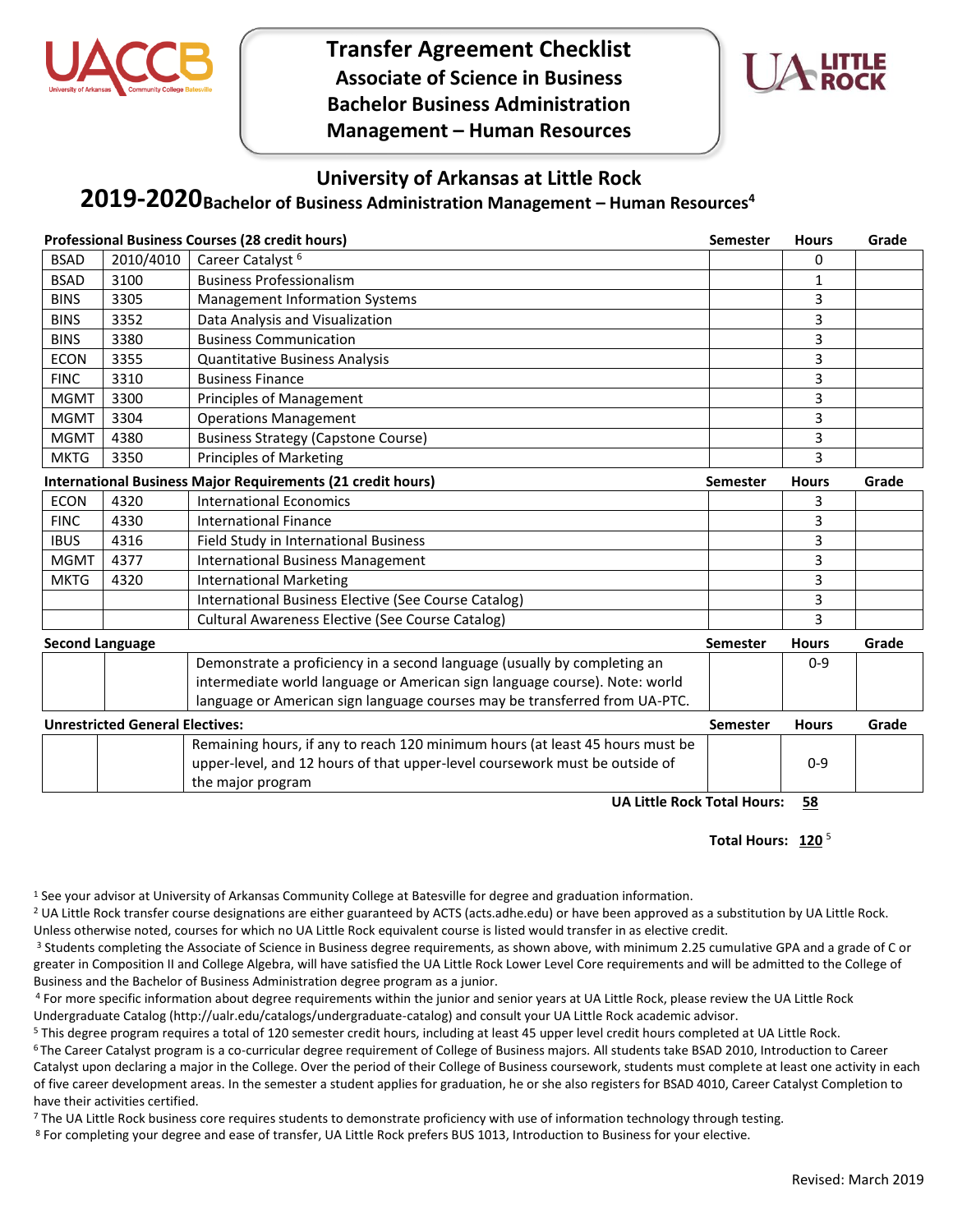# Transfer Agreement Checklist
## Associate of Science in Business
## Bachelor Business Administration
## Management – Human Resources

## University of Arkansas at Little Rock
## 2019-2020 Bachelor of Business Administration Management – Human Resources[4]

| Professional Business Courses (28 credit hours) | | | Semester | Hours | Grade |
|---|---|---|---|---|---|
| BSAD | 2010/4010 | Career Catalyst [6] | | 0 | |
| BSAD | 3100 | Business Professionalism | | 1 | |
| BINS | 3305 | Management Information Systems | | 3 | |
| BINS | 3352 | Data Analysis and Visualization | | 3 | |
| BINS | 3380 | Business Communication | | 3 | |
| ECON | 3355 | Quantitative Business Analysis | | 3 | |
| FINC | 3310 | Business Finance | | 3 | |
| MGMT | 3300 | Principles of Management | | 3 | |
| MGMT | 3304 | Operations Management | | 3 | |
| MGMT | 4380 | Business Strategy (Capstone Course) | | 3 | |
| MKTG | 3350 | Principles of Marketing | | 3 | |

| International Business Major Requirements (21 credit hours) | | | Semester | Hours | Grade |
|---|---|---|---|---|---|
| ECON | 4320 | International Economics | | 3 | |
| FINC | 4330 | International Finance | | 3 | |
| IBUS | 4316 | Field Study in International Business | | 3 | |
| MGMT | 4377 | International Business Management | | 3 | |
| MKTG | 4320 | International Marketing | | 3 | |
| | | International Business Elective (See Course Catalog) | | 3 | |
| | | Cultural Awareness Elective (See Course Catalog) | | 3 | |

| Second Language | | | Semester | Hours | Grade |
|---|---|---|---|---|---|
| | | Demonstrate a proficiency in a second language (usually by completing an intermediate world language or American sign language course). Note: world language or American sign language courses may be transferred from UA-PTC. | | 0-9 | |

| Unrestricted General Electives: | | | Semester | Hours | Grade |
|---|---|---|---|---|---|
| | | Remaining hours, if any to reach 120 minimum hours (at least 45 hours must be upper-level, and 12 hours of that upper-level coursework must be outside of the major program | | 0-9 | |

**UA Little Rock Total Hours: 58**

**Total Hours: 120** [5]

[1] See your advisor at University of Arkansas Community College at Batesville for degree and graduation information.

[2] UA Little Rock transfer course designations are either guaranteed by ACTS (acts.adhe.edu) or have been approved as a substitution by UA Little Rock. Unless otherwise noted, courses for which no UA Little Rock equivalent course is listed would transfer in as elective credit.

[3] Students completing the Associate of Science in Business degree requirements, as shown above, with minimum 2.25 cumulative GPA and a grade of C or greater in Composition II and College Algebra, will have satisfied the UA Little Rock Lower Level Core requirements and will be admitted to the College of Business and the Bachelor of Business Administration degree program as a junior.

[4] For more specific information about degree requirements within the junior and senior years at UA Little Rock, please review the UA Little Rock Undergraduate Catalog (http://ualr.edu/catalogs/undergraduate-catalog) and consult your UA Little Rock academic advisor.

[5] This degree program requires a total of 120 semester credit hours, including at least 45 upper level credit hours completed at UA Little Rock.

[6] The Career Catalyst program is a co-curricular degree requirement of College of Business majors. All students take BSAD 2010, Introduction to Career Catalyst upon declaring a major in the College. Over the period of their College of Business coursework, students must complete at least one activity in each of five career development areas. In the semester a student applies for graduation, he or she also registers for BSAD 4010, Career Catalyst Completion to have their activities certified.

[7] The UA Little Rock business core requires students to demonstrate proficiency with use of information technology through testing.

[8] For completing your degree and ease of transfer, UA Little Rock prefers BUS 1013, Introduction to Business for your elective.

Revised: March 2019